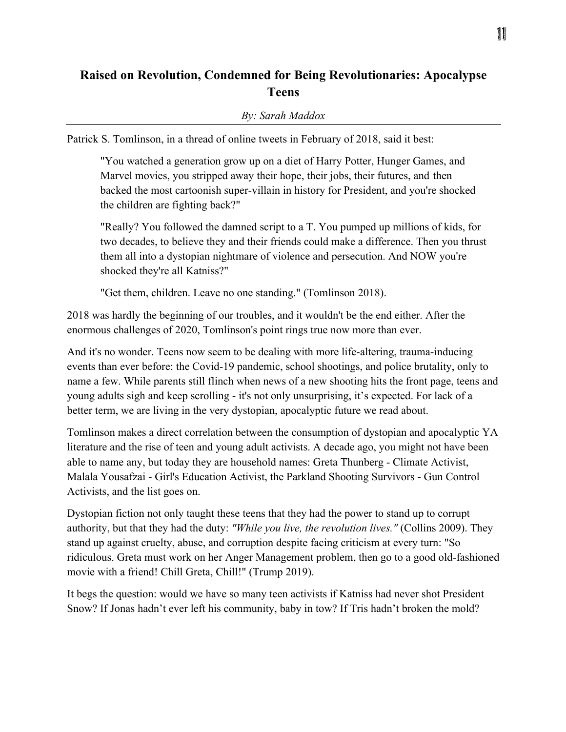# Raised on Revolution, Condemned for Being Revolutionaries: Apocalypse Teens

*By: Sarah Maddox*

Patrick S. Tomlinson, in a thread of online tweets in February of 2018, said it best:

> "You watched a generation grow up on a diet of Harry Potter, Hunger Games, and Marvel movies, you stripped away their hope, their jobs, their futures, and then backed the most cartoonish super-villain in history for President, and you're shocked the children are fighting back?"
>
> "Really? You followed the damned script to a T. You pumped up millions of kids, for two decades, to believe they and their friends could make a difference. Then you thrust them all into a dystopian nightmare of violence and persecution. And NOW you're shocked they're all Katniss?"
>
> "Get them, children. Leave no one standing." (Tomlinson 2018).

2018 was hardly the beginning of our troubles, and it wouldn't be the end either. After the enormous challenges of 2020, Tomlinson's point rings true now more than ever.

And it's no wonder. Teens now seem to be dealing with more life-altering, trauma-inducing events than ever before: the Covid-19 pandemic, school shootings, and police brutality, only to name a few. While parents still flinch when news of a new shooting hits the front page, teens and young adults sigh and keep scrolling - it's not only unsurprising, it's expected. For lack of a better term, we are living in the very dystopian, apocalyptic future we read about.

Tomlinson makes a direct correlation between the consumption of dystopian and apocalyptic YA literature and the rise of teen and young adult activists. A decade ago, you might not have been able to name any, but today they are household names: Greta Thunberg - Climate Activist, Malala Yousafzai - Girl's Education Activist, the Parkland Shooting Survivors - Gun Control Activists, and the list goes on.

Dystopian fiction not only taught these teens that they had the power to stand up to corrupt authority, but that they had the duty: *"While you live, the revolution lives."* (Collins 2009). They stand up against cruelty, abuse, and corruption despite facing criticism at every turn: "So ridiculous. Greta must work on her Anger Management problem, then go to a good old-fashioned movie with a friend! Chill Greta, Chill!" (Trump 2019).

It begs the question: would we have so many teen activists if Katniss had never shot President Snow? If Jonas hadn't ever left his community, baby in tow? If Tris hadn't broken the mold?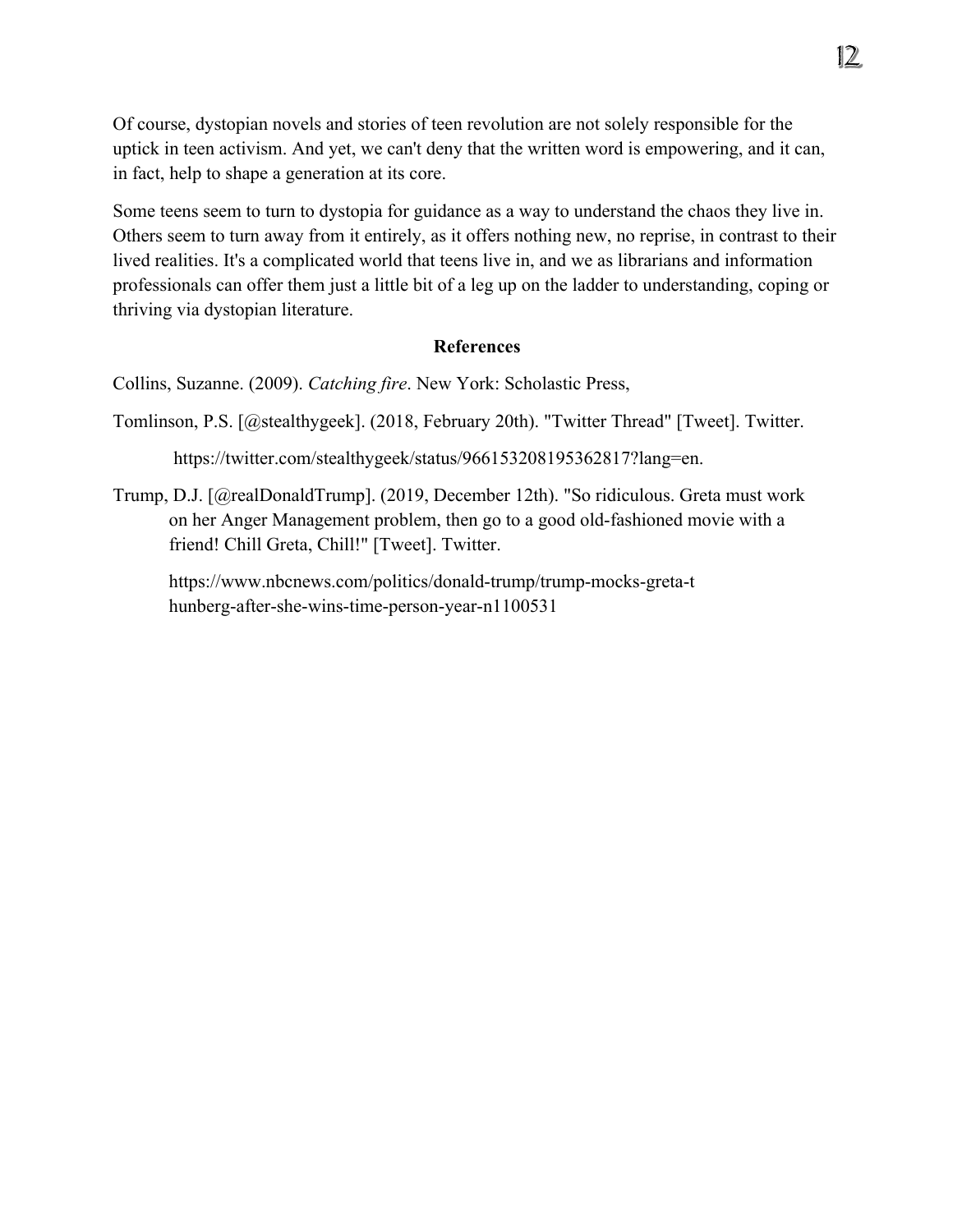Of course, dystopian novels and stories of teen revolution are not solely responsible for the uptick in teen activism. And yet, we can't deny that the written word is empowering, and it can, in fact, help to shape a generation at its core.

Some teens seem to turn to dystopia for guidance as a way to understand the chaos they live in. Others seem to turn away from it entirely, as it offers nothing new, no reprise, in contrast to their lived realities. It's a complicated world that teens live in, and we as librarians and information professionals can offer them just a little bit of a leg up on the ladder to understanding, coping or thriving via dystopian literature.

**References**

Collins, Suzanne. (2009). *Catching fire*. New York: Scholastic Press,

Tomlinson, P.S. [@stealthygeek]. (2018, February 20th). "Twitter Thread" [Tweet]. Twitter.

https://twitter.com/stealthygeek/status/966153208195362817?lang=en.

Trump, D.J. [@realDonaldTrump]. (2019, December 12th). "So ridiculous. Greta must work on her Anger Management problem, then go to a good old-fashioned movie with a friend! Chill Greta, Chill!" [Tweet]. Twitter.

https://www.nbcnews.com/politics/donald-trump/trump-mocks-greta-thunberg-after-she-wins-time-person-year-n1100531